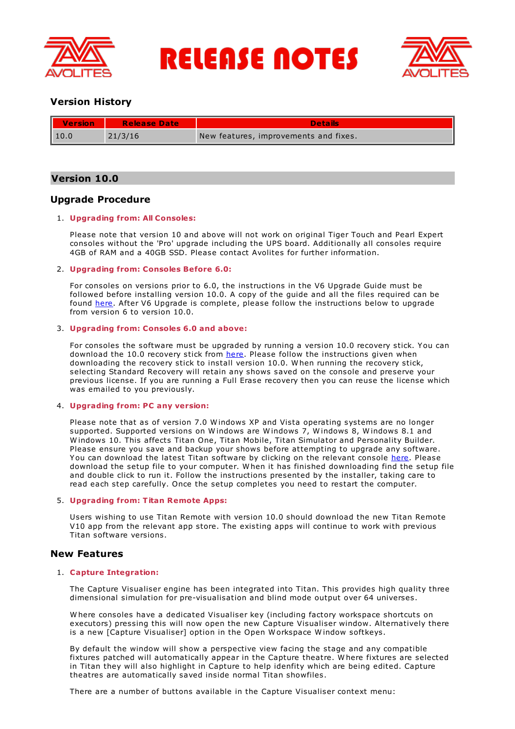# RELEASE NOTES

## Version History

| Version | Release Date | Details |
| --- | --- | --- |
| 10.0 | 21/3/16 | New features, improvements and fixes. |

## Version 10.0

### Upgrade Procedure

1. **Upgrading from: All Consoles:**

   Please note that version 10 and above will not work on original Tiger Touch and Pearl Expert consoles without the 'Pro' upgrade including the UPS board. Additionally all consoles require 4GB of RAM and a 40GB SSD. Please contact Avolites for further information.

2. **Upgrading from: Consoles Before 6.0:**

   For consoles on versions prior to 6.0, the instructions in the V6 Upgrade Guide must be followed before installing version 10.0. A copy of the guide and all the files required can be found here. After V6 Upgrade is complete, please follow the instructions below to upgrade from version 6 to version 10.0.

3. **Upgrading from: Consoles 6.0 and above:**

   For consoles the software must be upgraded by running a version 10.0 recovery stick. You can download the 10.0 recovery stick from here. Please follow the instructions given when downloading the recovery stick to install version 10.0. When running the recovery stick, selecting Standard Recovery will retain any shows saved on the console and preserve your previous license. If you are running a Full Erase recovery then you can reuse the license which was emailed to you previously.

4. **Upgrading from: PC any version:**

   Please note that as of version 7.0 Windows XP and Vista operating systems are no longer supported. Supported versions on Windows are Windows 7, Windows 8, Windows 8.1 and Windows 10. This affects Titan One, Titan Mobile, Titan Simulator and Personality Builder. Please ensure you save and backup your shows before attempting to upgrade any software. You can download the latest Titan software by clicking on the relevant console here. Please download the setup file to your computer. When it has finished downloading find the setup file and double click to run it. Follow the instructions presented by the installer, taking care to read each step carefully. Once the setup completes you need to restart the computer.

5. **Upgrading from: Titan Remote Apps:**

   Users wishing to use Titan Remote with version 10.0 should download the new Titan Remote V10 app from the relevant app store. The existing apps will continue to work with previous Titan software versions.

### New Features

1. **Capture Integration:**

   The Capture Visualiser engine has been integrated into Titan. This provides high quality three dimensional simulation for pre-visualisation and blind mode output over 64 universes.

   Where consoles have a dedicated Visualiser key (including factory workspace shortcuts on executors) pressing this will now open the new Capture Visualiser window. Alternatively there is a new [Capture Visualiser] option in the Open Workspace Window softkeys.

   By default the window will show a perspective view facing the stage and any compatible fixtures patched will automatically appear in the Capture theatre. Where fixtures are selected in Titan they will also highlight in Capture to help idenfity which are being edited. Capture theatres are automatically saved inside normal Titan showfiles.

   There are a number of buttons available in the Capture Visualiser context menu: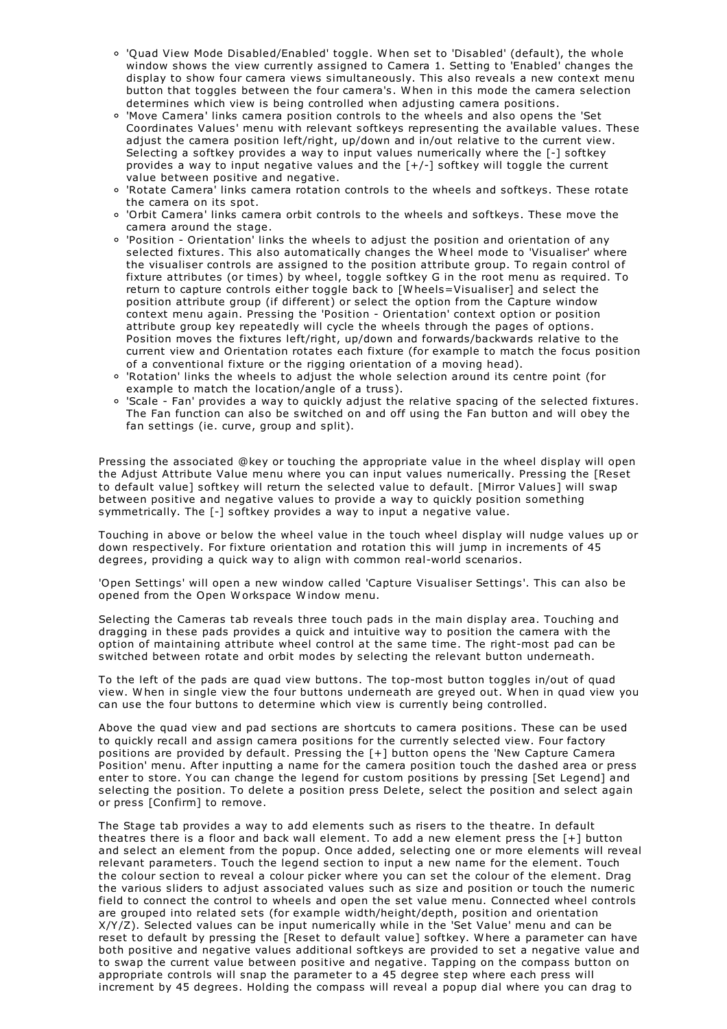- 'Quad View Mode Disabled/Enabled' toggle. When set to 'Disabled' (default), the whole window shows the view currently assigned to Camera 1. Setting to 'Enabled' changes the display to show four camera views simultaneously. This also reveals a new context menu button that toggles between the four camera's. When in this mode the camera selection determines which view is being controlled when adjusting camera positions.
- 'Move Camera' links camera position controls to the wheels and also opens the 'Set Coordinates Values' menu with relevant softkeys representing the available values. These adjust the camera position left/right, up/down and in/out relative to the current view. Selecting a softkey provides a way to input values numerically where the [-] softkey provides a way to input negative values and the [+/-] softkey will toggle the current value between positive and negative.
- 'Rotate Camera' links camera rotation controls to the wheels and softkeys. These rotate the camera on its spot.
- 'Orbit Camera' links camera orbit controls to the wheels and softkeys. These move the camera around the stage.
- 'Position - Orientation' links the wheels to adjust the position and orientation of any selected fixtures. This also automatically changes the Wheel mode to 'Visualiser' where the visualiser controls are assigned to the position attribute group. To regain control of fixture attributes (or times) by wheel, toggle softkey G in the root menu as required. To return to capture controls either toggle back to [Wheels=Visualiser] and select the position attribute group (if different) or select the option from the Capture window context menu again. Pressing the 'Position - Orientation' context option or position attribute group key repeatedly will cycle the wheels through the pages of options. Position moves the fixtures left/right, up/down and forwards/backwards relative to the current view and Orientation rotates each fixture (for example to match the focus position of a conventional fixture or the rigging orientation of a moving head).
- 'Rotation' links the wheels to adjust the whole selection around its centre point (for example to match the location/angle of a truss).
- 'Scale - Fan' provides a way to quickly adjust the relative spacing of the selected fixtures. The Fan function can also be switched on and off using the Fan button and will obey the fan settings (ie. curve, group and split).

Pressing the associated @key or touching the appropriate value in the wheel display will open the Adjust Attribute Value menu where you can input values numerically. Pressing the [Reset to default value] softkey will return the selected value to default. [Mirror Values] will swap between positive and negative values to provide a way to quickly position something symmetrically. The [-] softkey provides a way to input a negative value.

Touching in above or below the wheel value in the touch wheel display will nudge values up or down respectively. For fixture orientation and rotation this will jump in increments of 45 degrees, providing a quick way to align with common real-world scenarios.

'Open Settings' will open a new window called 'Capture Visualiser Settings'. This can also be opened from the Open Workspace Window menu.

Selecting the Cameras tab reveals three touch pads in the main display area. Touching and dragging in these pads provides a quick and intuitive way to position the camera with the option of maintaining attribute wheel control at the same time. The right-most pad can be switched between rotate and orbit modes by selecting the relevant button underneath.

To the left of the pads are quad view buttons. The top-most button toggles in/out of quad view. When in single view the four buttons underneath are greyed out. When in quad view you can use the four buttons to determine which view is currently being controlled.

Above the quad view and pad sections are shortcuts to camera positions. These can be used to quickly recall and assign camera positions for the currently selected view. Four factory positions are provided by default. Pressing the [+] button opens the 'New Capture Camera Position' menu. After inputting a name for the camera position touch the dashed area or press enter to store. You can change the legend for custom positions by pressing [Set Legend] and selecting the position. To delete a position press Delete, select the position and select again or press [Confirm] to remove.

The Stage tab provides a way to add elements such as risers to the theatre. In default theatres there is a floor and back wall element. To add a new element press the [+] button and select an element from the popup. Once added, selecting one or more elements will reveal relevant parameters. Touch the legend section to input a new name for the element. Touch the colour section to reveal a colour picker where you can set the colour of the element. Drag the various sliders to adjust associated values such as size and position or touch the numeric field to connect the control to wheels and open the set value menu. Connected wheel controls are grouped into related sets (for example width/height/depth, position and orientation X/Y/Z). Selected values can be input numerically while in the 'Set Value' menu and can be reset to default by pressing the [Reset to default value] softkey. Where a parameter can have both positive and negative values additional softkeys are provided to set a negative value and to swap the current value between positive and negative. Tapping on the compass button on appropriate controls will snap the parameter to a 45 degree step where each press will increment by 45 degrees. Holding the compass will reveal a popup dial where you can drag to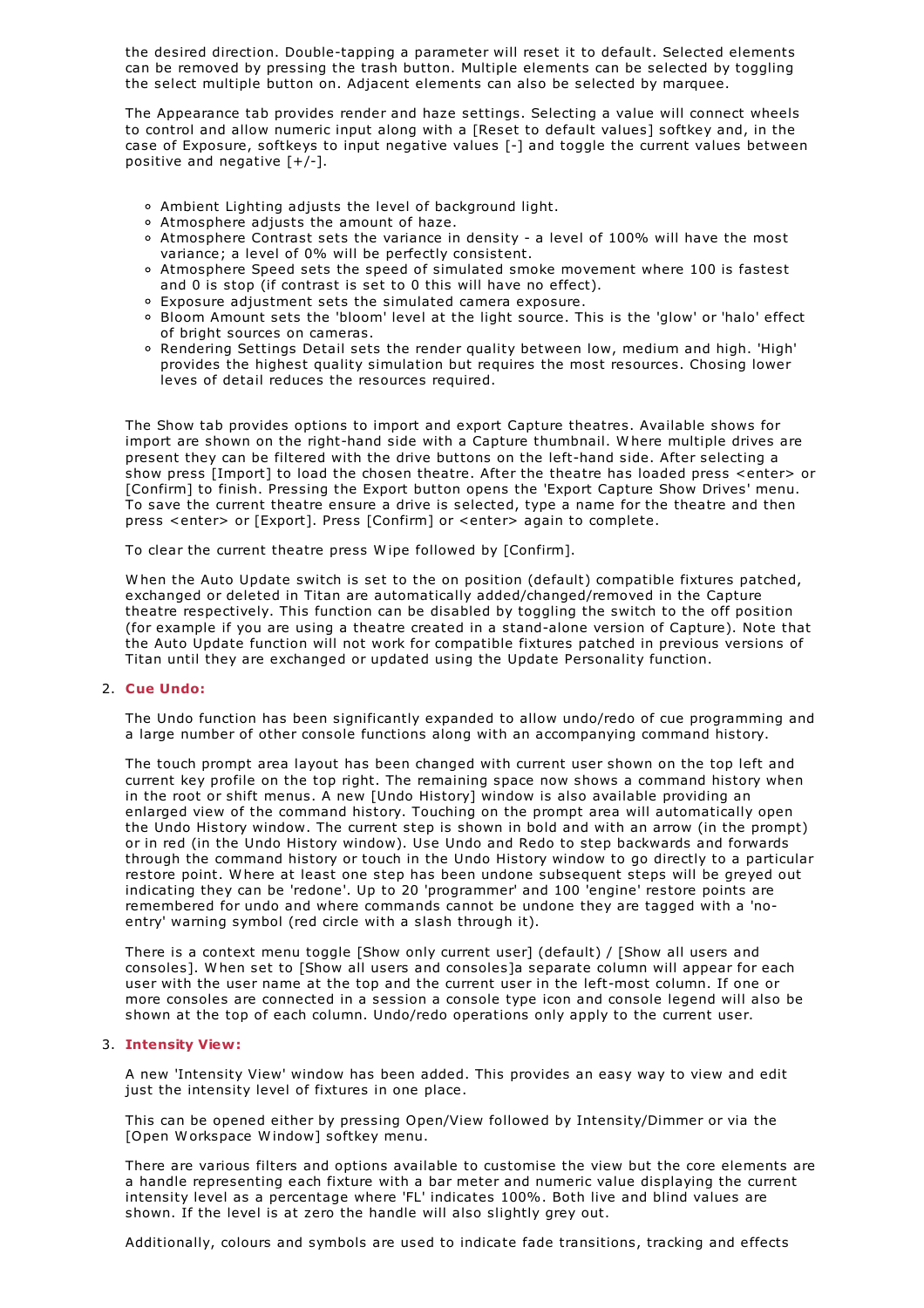the desired direction. Double-tapping a parameter will reset it to default. Selected elements can be removed by pressing the trash button. Multiple elements can be selected by toggling the select multiple button on. Adjacent elements can also be selected by marquee.

The Appearance tab provides render and haze settings. Selecting a value will connect wheels to control and allow numeric input along with a [Reset to default values] softkey and, in the case of Exposure, softkeys to input negative values [-] and toggle the current values between positive and negative [+/-].

- Ambient Lighting adjusts the level of background light.
- Atmosphere adjusts the amount of haze.
- Atmosphere Contrast sets the variance in density - a level of 100% will have the most variance; a level of 0% will be perfectly consistent.
- Atmosphere Speed sets the speed of simulated smoke movement where 100 is fastest and 0 is stop (if contrast is set to 0 this will have no effect).
- Exposure adjustment sets the simulated camera exposure.
- Bloom Amount sets the 'bloom' level at the light source. This is the 'glow' or 'halo' effect of bright sources on cameras.
- Rendering Settings Detail sets the render quality between low, medium and high. 'High' provides the highest quality simulation but requires the most resources. Chosing lower leves of detail reduces the resources required.

The Show tab provides options to import and export Capture theatres. Available shows for import are shown on the right-hand side with a Capture thumbnail. Where multiple drives are present they can be filtered with the drive buttons on the left-hand side. After selecting a show press [Import] to load the chosen theatre. After the theatre has loaded press <enter> or [Confirm] to finish. Pressing the Export button opens the 'Export Capture Show Drives' menu. To save the current theatre ensure a drive is selected, type a name for the theatre and then press <enter> or [Export]. Press [Confirm] or <enter> again to complete.

To clear the current theatre press Wipe followed by [Confirm].

When the Auto Update switch is set to the on position (default) compatible fixtures patched, exchanged or deleted in Titan are automatically added/changed/removed in the Capture theatre respectively. This function can be disabled by toggling the switch to the off position (for example if you are using a theatre created in a stand-alone version of Capture). Note that the Auto Update function will not work for compatible fixtures patched in previous versions of Titan until they are exchanged or updated using the Update Personality function.

2. **Cue Undo:**

   The Undo function has been significantly expanded to allow undo/redo of cue programming and a large number of other console functions along with an accompanying command history.

   The touch prompt area layout has been changed with current user shown on the top left and current key profile on the top right. The remaining space now shows a command history when in the root or shift menus. A new [Undo History] window is also available providing an enlarged view of the command history. Touching on the prompt area will automatically open the Undo History window. The current step is shown in bold and with an arrow (in the prompt) or in red (in the Undo History window). Use Undo and Redo to step backwards and forwards through the command history or touch in the Undo History window to go directly to a particular restore point. Where at least one step has been undone subsequent steps will be greyed out indicating they can be 'redone'. Up to 20 'programmer' and 100 'engine' restore points are remembered for undo and where commands cannot be undone they are tagged with a 'no-entry' warning symbol (red circle with a slash through it).

   There is a context menu toggle [Show only current user] (default) / [Show all users and consoles]. When set to [Show all users and consoles]a separate column will appear for each user with the user name at the top and the current user in the left-most column. If one or more consoles are connected in a session a console type icon and console legend will also be shown at the top of each column. Undo/redo operations only apply to the current user.

3. **Intensity View:**

   A new 'Intensity View' window has been added. This provides an easy way to view and edit just the intensity level of fixtures in one place.

   This can be opened either by pressing Open/View followed by Intensity/Dimmer or via the [Open Workspace Window] softkey menu.

   There are various filters and options available to customise the view but the core elements are a handle representing each fixture with a bar meter and numeric value displaying the current intensity level as a percentage where 'FL' indicates 100%. Both live and blind values are shown. If the level is at zero the handle will also slightly grey out.

   Additionally, colours and symbols are used to indicate fade transitions, tracking and effects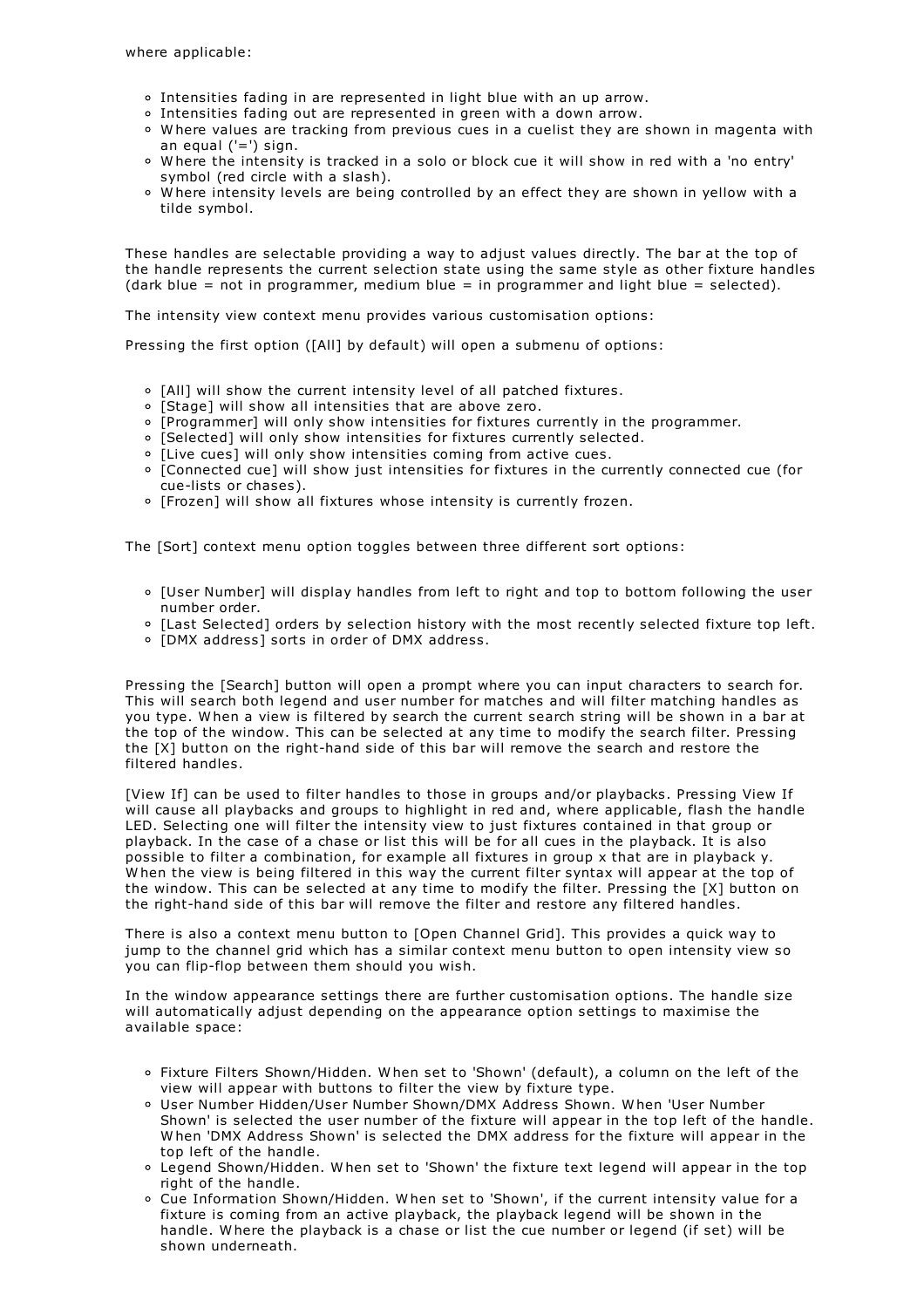where applicable:

- Intensities fading in are represented in light blue with an up arrow.
- Intensities fading out are represented in green with a down arrow.
- Where values are tracking from previous cues in a cuelist they are shown in magenta with an equal ('=') sign.
- Where the intensity is tracked in a solo or block cue it will show in red with a 'no entry' symbol (red circle with a slash).
- Where intensity levels are being controlled by an effect they are shown in yellow with a tilde symbol.

These handles are selectable providing a way to adjust values directly. The bar at the top of the handle represents the current selection state using the same style as other fixture handles (dark blue = not in programmer, medium blue = in programmer and light blue = selected).

The intensity view context menu provides various customisation options:

Pressing the first option ([All] by default) will open a submenu of options:

- [All] will show the current intensity level of all patched fixtures.
- [Stage] will show all intensities that are above zero.
- [Programmer] will only show intensities for fixtures currently in the programmer.
- [Selected] will only show intensities for fixtures currently selected.
- [Live cues] will only show intensities coming from active cues.
- [Connected cue] will show just intensities for fixtures in the currently connected cue (for cue-lists or chases).
- [Frozen] will show all fixtures whose intensity is currently frozen.

The [Sort] context menu option toggles between three different sort options:

- [User Number] will display handles from left to right and top to bottom following the user number order.
- [Last Selected] orders by selection history with the most recently selected fixture top left.
- [DMX address] sorts in order of DMX address.

Pressing the [Search] button will open a prompt where you can input characters to search for. This will search both legend and user number for matches and will filter matching handles as you type. When a view is filtered by search the current search string will be shown in a bar at the top of the window. This can be selected at any time to modify the search filter. Pressing the [X] button on the right-hand side of this bar will remove the search and restore the filtered handles.

[View If] can be used to filter handles to those in groups and/or playbacks. Pressing View If will cause all playbacks and groups to highlight in red and, where applicable, flash the handle LED. Selecting one will filter the intensity view to just fixtures contained in that group or playback. In the case of a chase or list this will be for all cues in the playback. It is also possible to filter a combination, for example all fixtures in group x that are in playback y. When the view is being filtered in this way the current filter syntax will appear at the top of the window. This can be selected at any time to modify the filter. Pressing the [X] button on the right-hand side of this bar will remove the filter and restore any filtered handles.

There is also a context menu button to [Open Channel Grid]. This provides a quick way to jump to the channel grid which has a similar context menu button to open intensity view so you can flip-flop between them should you wish.

In the window appearance settings there are further customisation options. The handle size will automatically adjust depending on the appearance option settings to maximise the available space:

- Fixture Filters Shown/Hidden. When set to 'Shown' (default), a column on the left of the view will appear with buttons to filter the view by fixture type.
- User Number Hidden/User Number Shown/DMX Address Shown. When 'User Number Shown' is selected the user number of the fixture will appear in the top left of the handle. When 'DMX Address Shown' is selected the DMX address for the fixture will appear in the top left of the handle.
- Legend Shown/Hidden. When set to 'Shown' the fixture text legend will appear in the top right of the handle.
- Cue Information Shown/Hidden. When set to 'Shown', if the current intensity value for a fixture is coming from an active playback, the playback legend will be shown in the handle. Where the playback is a chase or list the cue number or legend (if set) will be shown underneath.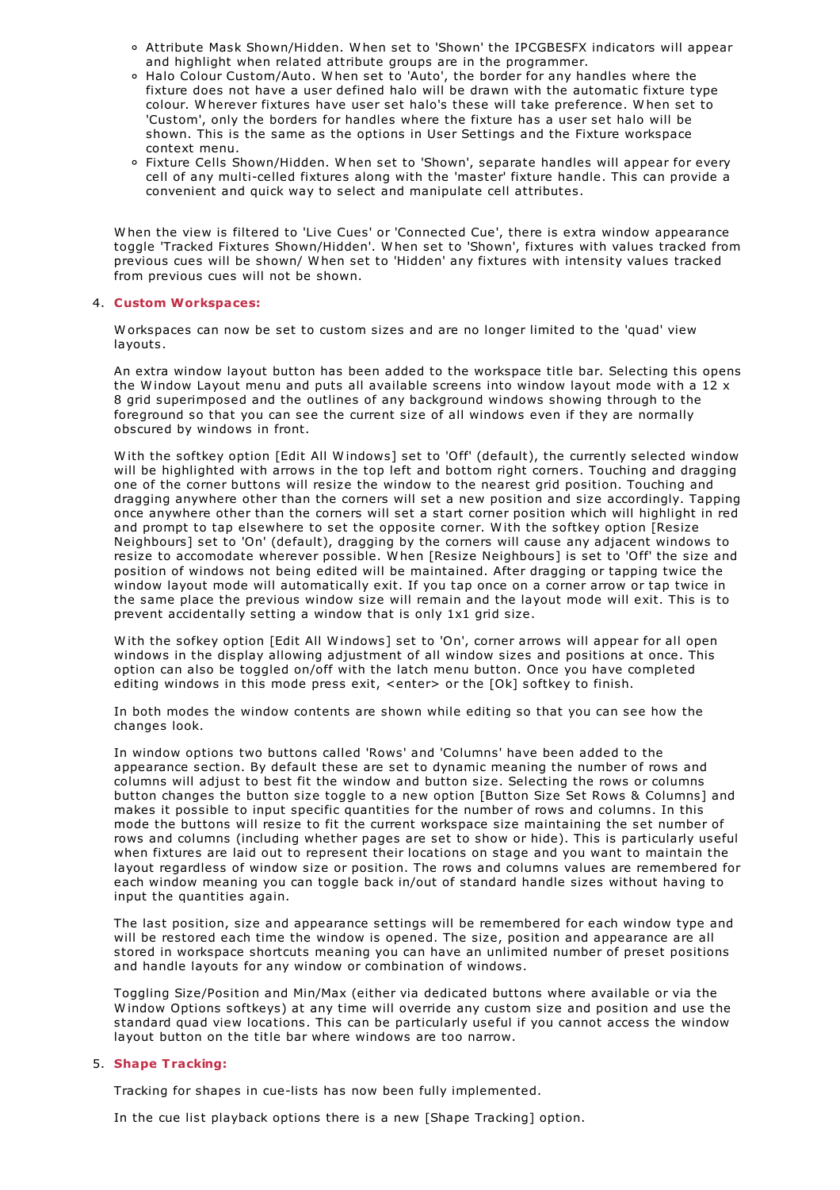- Attribute Mask Shown/Hidden. When set to 'Shown' the IPCGBESFX indicators will appear and highlight when related attribute groups are in the programmer.
- Halo Colour Custom/Auto. When set to 'Auto', the border for any handles where the fixture does not have a user defined halo will be drawn with the automatic fixture type colour. Wherever fixtures have user set halo's these will take preference. When set to 'Custom', only the borders for handles where the fixture has a user set halo will be shown. This is the same as the options in User Settings and the Fixture workspace context menu.
- Fixture Cells Shown/Hidden. When set to 'Shown', separate handles will appear for every cell of any multi-celled fixtures along with the 'master' fixture handle. This can provide a convenient and quick way to select and manipulate cell attributes.

When the view is filtered to 'Live Cues' or 'Connected Cue', there is extra window appearance toggle 'Tracked Fixtures Shown/Hidden'. When set to 'Shown', fixtures with values tracked from previous cues will be shown/ When set to 'Hidden' any fixtures with intensity values tracked from previous cues will not be shown.

4. **Custom Workspaces:**

   Workspaces can now be set to custom sizes and are no longer limited to the 'quad' view layouts.

   An extra window layout button has been added to the workspace title bar. Selecting this opens the Window Layout menu and puts all available screens into window layout mode with a 12 x 8 grid superimposed and the outlines of any background windows showing through to the foreground so that you can see the current size of all windows even if they are normally obscured by windows in front.

   With the softkey option [Edit All Windows] set to 'Off' (default), the currently selected window will be highlighted with arrows in the top left and bottom right corners. Touching and dragging one of the corner buttons will resize the window to the nearest grid position. Touching and dragging anywhere other than the corners will set a new position and size accordingly. Tapping once anywhere other than the corners will set a start corner position which will highlight in red and prompt to tap elsewhere to set the opposite corner. With the softkey option [Resize Neighbours] set to 'On' (default), dragging by the corners will cause any adjacent windows to resize to accomodate wherever possible. When [Resize Neighbours] is set to 'Off' the size and position of windows not being edited will be maintained. After dragging or tapping twice the window layout mode will automatically exit. If you tap once on a corner arrow or tap twice in the same place the previous window size will remain and the layout mode will exit. This is to prevent accidentally setting a window that is only 1x1 grid size.

   With the sofkey option [Edit All Windows] set to 'On', corner arrows will appear for all open windows in the display allowing adjustment of all window sizes and positions at once. This option can also be toggled on/off with the latch menu button. Once you have completed editing windows in this mode press exit, <enter> or the [Ok] softkey to finish.

   In both modes the window contents are shown while editing so that you can see how the changes look.

   In window options two buttons called 'Rows' and 'Columns' have been added to the appearance section. By default these are set to dynamic meaning the number of rows and columns will adjust to best fit the window and button size. Selecting the rows or columns button changes the button size toggle to a new option [Button Size Set Rows & Columns] and makes it possible to input specific quantities for the number of rows and columns. In this mode the buttons will resize to fit the current workspace size maintaining the set number of rows and columns (including whether pages are set to show or hide). This is particularly useful when fixtures are laid out to represent their locations on stage and you want to maintain the layout regardless of window size or position. The rows and columns values are remembered for each window meaning you can toggle back in/out of standard handle sizes without having to input the quantities again.

   The last position, size and appearance settings will be remembered for each window type and will be restored each time the window is opened. The size, position and appearance are all stored in workspace shortcuts meaning you can have an unlimited number of preset positions and handle layouts for any window or combination of windows.

   Toggling Size/Position and Min/Max (either via dedicated buttons where available or via the Window Options softkeys) at any time will override any custom size and position and use the standard quad view locations. This can be particularly useful if you cannot access the window layout button on the title bar where windows are too narrow.

5. **Shape Tracking:**

   Tracking for shapes in cue-lists has now been fully implemented.

   In the cue list playback options there is a new [Shape Tracking] option.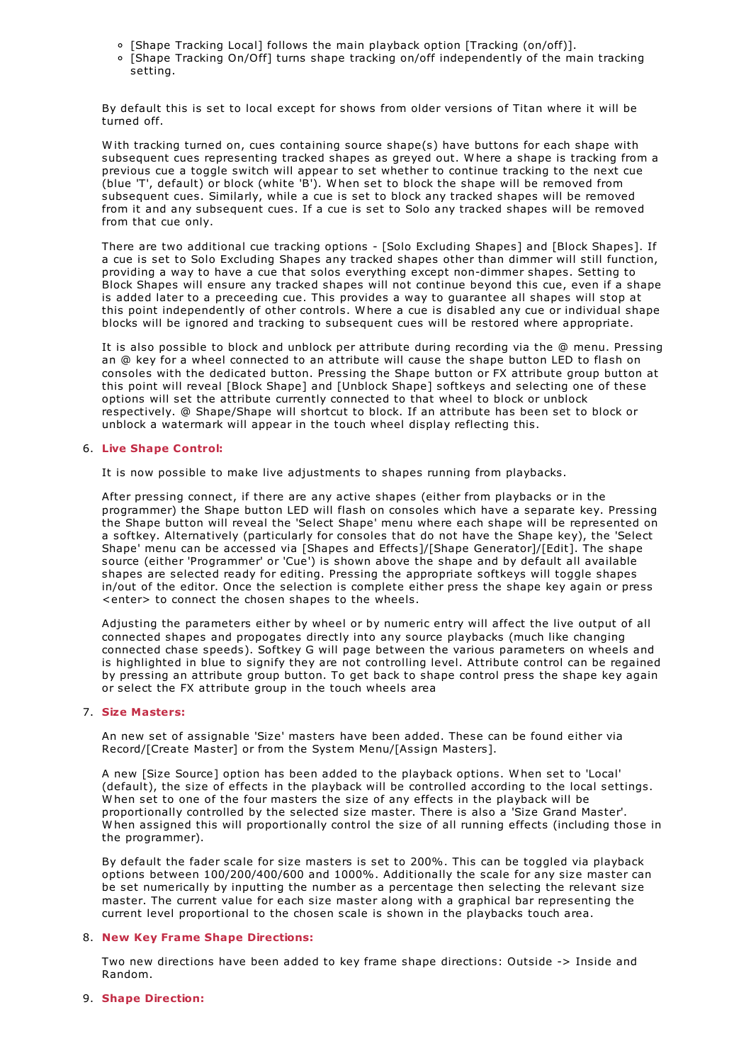- [Shape Tracking Local] follows the main playback option [Tracking (on/off)].
- [Shape Tracking On/Off] turns shape tracking on/off independently of the main tracking setting.

By default this is set to local except for shows from older versions of Titan where it will be turned off.

With tracking turned on, cues containing source shape(s) have buttons for each shape with subsequent cues representing tracked shapes as greyed out. Where a shape is tracking from a previous cue a toggle switch will appear to set whether to continue tracking to the next cue (blue 'T', default) or block (white 'B'). When set to block the shape will be removed from subsequent cues. Similarly, while a cue is set to block any tracked shapes will be removed from it and any subsequent cues. If a cue is set to Solo any tracked shapes will be removed from that cue only.

There are two additional cue tracking options - [Solo Excluding Shapes] and [Block Shapes]. If a cue is set to Solo Excluding Shapes any tracked shapes other than dimmer will still function, providing a way to have a cue that solos everything except non-dimmer shapes. Setting to Block Shapes will ensure any tracked shapes will not continue beyond this cue, even if a shape is added later to a preceeding cue. This provides a way to guarantee all shapes will stop at this point independently of other controls. Where a cue is disabled any cue or individual shape blocks will be ignored and tracking to subsequent cues will be restored where appropriate.

It is also possible to block and unblock per attribute during recording via the @ menu. Pressing an @ key for a wheel connected to an attribute will cause the shape button LED to flash on consoles with the dedicated button. Pressing the Shape button or FX attribute group button at this point will reveal [Block Shape] and [Unblock Shape] softkeys and selecting one of these options will set the attribute currently connected to that wheel to block or unblock respectively. @ Shape/Shape will shortcut to block. If an attribute has been set to block or unblock a watermark will appear in the touch wheel display reflecting this.

6. **Live Shape Control:**

   It is now possible to make live adjustments to shapes running from playbacks.

   After pressing connect, if there are any active shapes (either from playbacks or in the programmer) the Shape button LED will flash on consoles which have a separate key. Pressing the Shape button will reveal the 'Select Shape' menu where each shape will be represented on a softkey. Alternatively (particularly for consoles that do not have the Shape key), the 'Select Shape' menu can be accessed via [Shapes and Effects]/[Shape Generator]/[Edit]. The shape source (either 'Programmer' or 'Cue') is shown above the shape and by default all available shapes are selected ready for editing. Pressing the appropriate softkeys will toggle shapes in/out of the editor. Once the selection is complete either press the shape key again or press <enter> to connect the chosen shapes to the wheels.

   Adjusting the parameters either by wheel or by numeric entry will affect the live output of all connected shapes and propogates directly into any source playbacks (much like changing connected chase speeds). Softkey G will page between the various parameters on wheels and is highlighted in blue to signify they are not controlling level. Attribute control can be regained by pressing an attribute group button. To get back to shape control press the shape key again or select the FX attribute group in the touch wheels area

7. **Size Masters:**

   An new set of assignable 'Size' masters have been added. These can be found either via Record/[Create Master] or from the System Menu/[Assign Masters].

   A new [Size Source] option has been added to the playback options. When set to 'Local' (default), the size of effects in the playback will be controlled according to the local settings. When set to one of the four masters the size of any effects in the playback will be proportionally controlled by the selected size master. There is also a 'Size Grand Master'. When assigned this will proportionally control the size of all running effects (including those in the programmer).

   By default the fader scale for size masters is set to 200%. This can be toggled via playback options between 100/200/400/600 and 1000%. Additionally the scale for any size master can be set numerically by inputting the number as a percentage then selecting the relevant size master. The current value for each size master along with a graphical bar representing the current level proportional to the chosen scale is shown in the playbacks touch area.

8. **New Key Frame Shape Directions:**

   Two new directions have been added to key frame shape directions: Outside -> Inside and Random.

9. **Shape Direction:**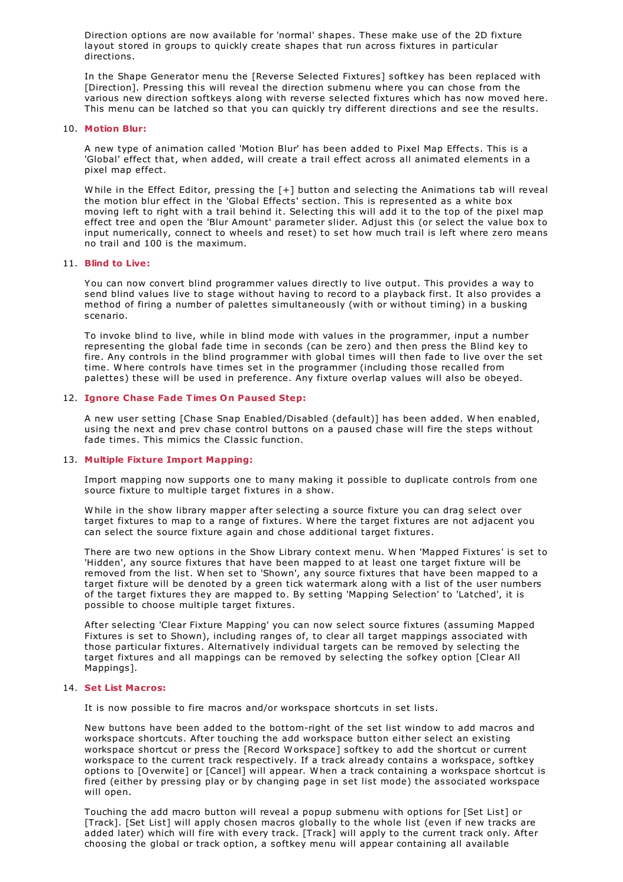Direction options are now available for 'normal' shapes. These make use of the 2D fixture layout stored in groups to quickly create shapes that run across fixtures in particular directions.

In the Shape Generator menu the [Reverse Selected Fixtures] softkey has been replaced with [Direction]. Pressing this will reveal the direction submenu where you can chose from the various new direction softkeys along with reverse selected fixtures which has now moved here. This menu can be latched so that you can quickly try different directions and see the results.

10. **Motion Blur:**

    A new type of animation called 'Motion Blur' has been added to Pixel Map Effects. This is a 'Global' effect that, when added, will create a trail effect across all animated elements in a pixel map effect.

    While in the Effect Editor, pressing the [+] button and selecting the Animations tab will reveal the motion blur effect in the 'Global Effects' section. This is represented as a white box moving left to right with a trail behind it. Selecting this will add it to the top of the pixel map effect tree and open the 'Blur Amount' parameter slider. Adjust this (or select the value box to input numerically, connect to wheels and reset) to set how much trail is left where zero means no trail and 100 is the maximum.

11. **Blind to Live:**

    You can now convert blind programmer values directly to live output. This provides a way to send blind values live to stage without having to record to a playback first. It also provides a method of firing a number of palettes simultaneously (with or without timing) in a busking scenario.

    To invoke blind to live, while in blind mode with values in the programmer, input a number representing the global fade time in seconds (can be zero) and then press the Blind key to fire. Any controls in the blind programmer with global times will then fade to live over the set time. Where controls have times set in the programmer (including those recalled from palettes) these will be used in preference. Any fixture overlap values will also be obeyed.

12. **Ignore Chase Fade Times On Paused Step:**

    A new user setting [Chase Snap Enabled/Disabled (default)] has been added. When enabled, using the next and prev chase control buttons on a paused chase will fire the steps without fade times. This mimics the Classic function.

13. **Multiple Fixture Import Mapping:**

    Import mapping now supports one to many making it possible to duplicate controls from one source fixture to multiple target fixtures in a show.

    While in the show library mapper after selecting a source fixture you can drag select over target fixtures to map to a range of fixtures. Where the target fixtures are not adjacent you can select the source fixture again and chose additional target fixtures.

    There are two new options in the Show Library context menu. When 'Mapped Fixtures' is set to 'Hidden', any source fixtures that have been mapped to at least one target fixture will be removed from the list. When set to 'Shown', any source fixtures that have been mapped to a target fixture will be denoted by a green tick watermark along with a list of the user numbers of the target fixtures they are mapped to. By setting 'Mapping Selection' to 'Latched', it is possible to choose multiple target fixtures.

    After selecting 'Clear Fixture Mapping' you can now select source fixtures (assuming Mapped Fixtures is set to Shown), including ranges of, to clear all target mappings associated with those particular fixtures. Alternatively individual targets can be removed by selecting the target fixtures and all mappings can be removed by selecting the sofkey option [Clear All Mappings].

14. **Set List Macros:**

    It is now possible to fire macros and/or workspace shortcuts in set lists.

    New buttons have been added to the bottom-right of the set list window to add macros and workspace shortcuts. After touching the add workspace button either select an existing workspace shortcut or press the [Record Workspace] softkey to add the shortcut or current workspace to the current track respectively. If a track already contains a workspace, softkey options to [Overwite] or [Cancel] will appear. When a track containing a workspace shortcut is fired (either by pressing play or by changing page in set list mode) the associated workspace will open.

    Touching the add macro button will reveal a popup submenu with options for [Set List] or [Track]. [Set List] will apply chosen macros globally to the whole list (even if new tracks are added later) which will fire with every track. [Track] will apply to the current track only. After choosing the global or track option, a softkey menu will appear containing all available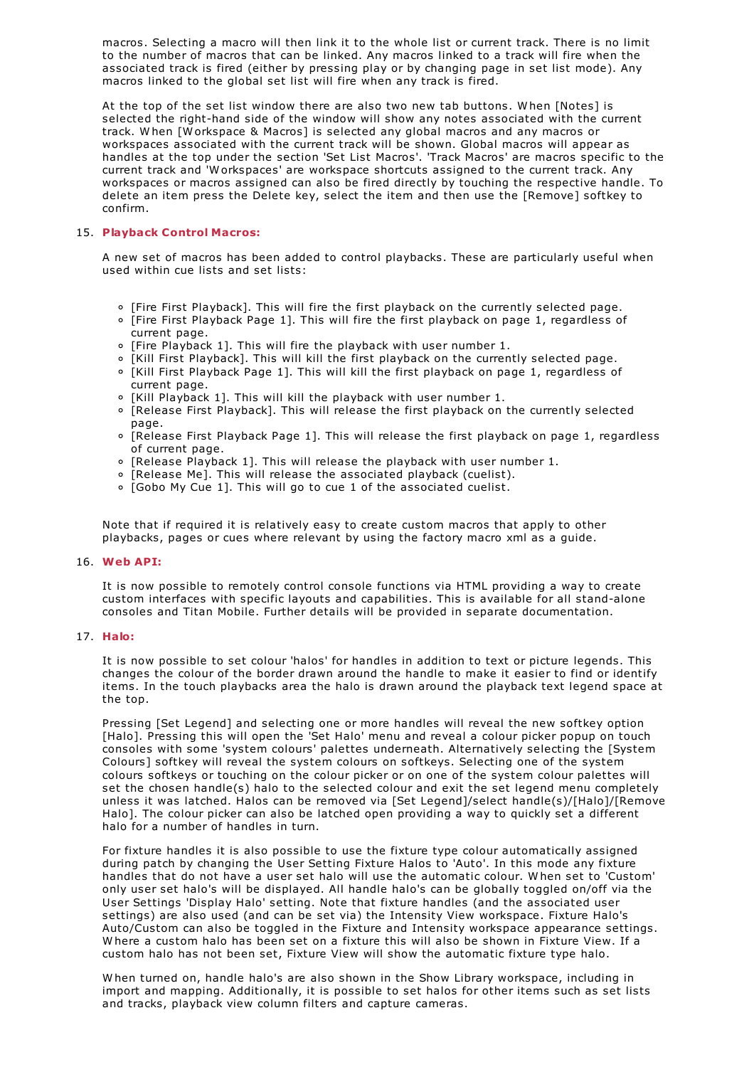macros. Selecting a macro will then link it to the whole list or current track. There is no limit to the number of macros that can be linked. Any macros linked to a track will fire when the associated track is fired (either by pressing play or by changing page in set list mode). Any macros linked to the global set list will fire when any track is fired.

At the top of the set list window there are also two new tab buttons. When [Notes] is selected the right-hand side of the window will show any notes associated with the current track. When [Workspace & Macros] is selected any global macros and any macros or workspaces associated with the current track will be shown. Global macros will appear as handles at the top under the section 'Set List Macros'. 'Track Macros' are macros specific to the current track and 'Workspaces' are workspace shortcuts assigned to the current track. Any workspaces or macros assigned can also be fired directly by touching the respective handle. To delete an item press the Delete key, select the item and then use the [Remove] softkey to confirm.

15. **Playback Control Macros:**

    A new set of macros has been added to control playbacks. These are particularly useful when used within cue lists and set lists:

    - [Fire First Playback]. This will fire the first playback on the currently selected page.
    - [Fire First Playback Page 1]. This will fire the first playback on page 1, regardless of current page.
    - [Fire Playback 1]. This will fire the playback with user number 1.
    - [Kill First Playback]. This will kill the first playback on the currently selected page.
    - [Kill First Playback Page 1]. This will kill the first playback on page 1, regardless of current page.
    - [Kill Playback 1]. This will kill the playback with user number 1.
    - [Release First Playback]. This will release the first playback on the currently selected page.
    - [Release First Playback Page 1]. This will release the first playback on page 1, regardless of current page.
    - [Release Playback 1]. This will release the playback with user number 1.
    - [Release Me]. This will release the associated playback (cuelist).
    - [Gobo My Cue 1]. This will go to cue 1 of the associated cuelist.

    Note that if required it is relatively easy to create custom macros that apply to other playbacks, pages or cues where relevant by using the factory macro xml as a guide.

16. **Web API:**

    It is now possible to remotely control console functions via HTML providing a way to create custom interfaces with specific layouts and capabilities. This is available for all stand-alone consoles and Titan Mobile. Further details will be provided in separate documentation.

17. **Halo:**

    It is now possible to set colour 'halos' for handles in addition to text or picture legends. This changes the colour of the border drawn around the handle to make it easier to find or identify items. In the touch playbacks area the halo is drawn around the playback text legend space at the top.

    Pressing [Set Legend] and selecting one or more handles will reveal the new softkey option [Halo]. Pressing this will open the 'Set Halo' menu and reveal a colour picker popup on touch consoles with some 'system colours' palettes underneath. Alternatively selecting the [System Colours] softkey will reveal the system colours on softkeys. Selecting one of the system colours softkeys or touching on the colour picker or on one of the system colour palettes will set the chosen handle(s) halo to the selected colour and exit the set legend menu completely unless it was latched. Halos can be removed via [Set Legend]/select handle(s)/[Halo]/[Remove Halo]. The colour picker can also be latched open providing a way to quickly set a different halo for a number of handles in turn.

    For fixture handles it is also possible to use the fixture type colour automatically assigned during patch by changing the User Setting Fixture Halos to 'Auto'. In this mode any fixture handles that do not have a user set halo will use the automatic colour. When set to 'Custom' only user set halo's will be displayed. All handle halo's can be globally toggled on/off via the User Settings 'Display Halo' setting. Note that fixture handles (and the associated user settings) are also used (and can be set via) the Intensity View workspace. Fixture Halo's Auto/Custom can also be toggled in the Fixture and Intensity workspace appearance settings. Where a custom halo has been set on a fixture this will also be shown in Fixture View. If a custom halo has not been set, Fixture View will show the automatic fixture type halo.

    When turned on, handle halo's are also shown in the Show Library workspace, including in import and mapping. Additionally, it is possible to set halos for other items such as set lists and tracks, playback view column filters and capture cameras.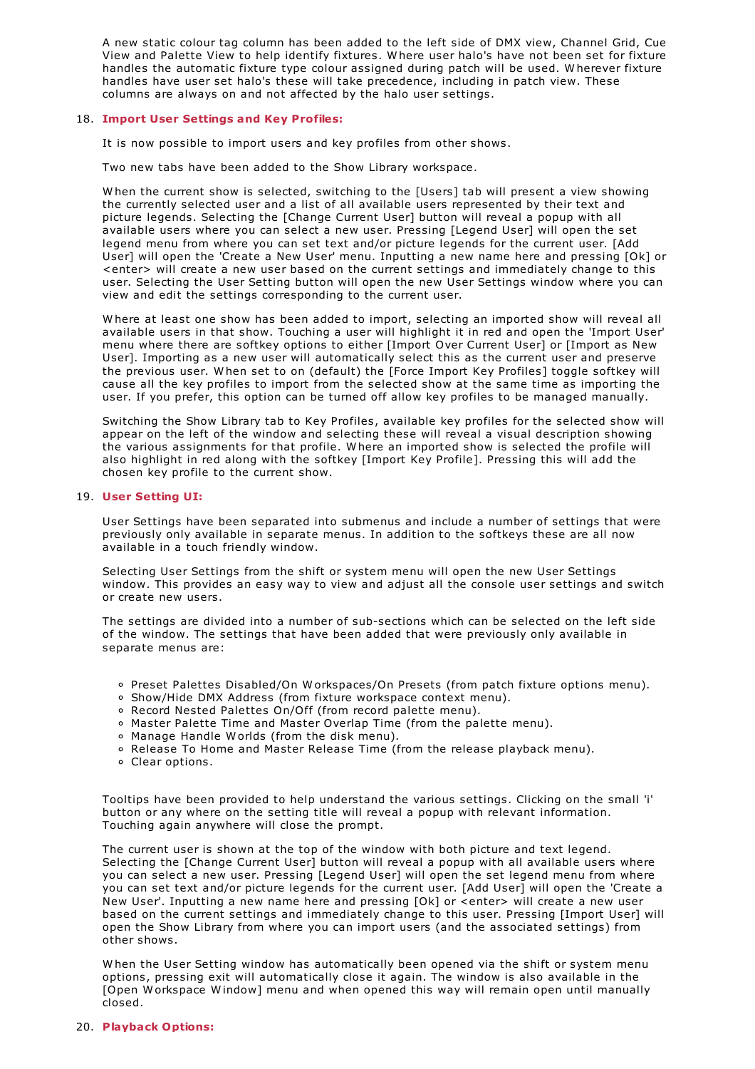A new static colour tag column has been added to the left side of DMX view, Channel Grid, Cue View and Palette View to help identify fixtures. Where user halo's have not been set for fixture handles the automatic fixture type colour assigned during patch will be used. Wherever fixture handles have user set halo's these will take precedence, including in patch view. These columns are always on and not affected by the halo user settings.

18. **Import User Settings and Key Profiles:**

    It is now possible to import users and key profiles from other shows.

    Two new tabs have been added to the Show Library workspace.

    When the current show is selected, switching to the [Users] tab will present a view showing the currently selected user and a list of all available users represented by their text and picture legends. Selecting the [Change Current User] button will reveal a popup with all available users where you can select a new user. Pressing [Legend User] will open the set legend menu from where you can set text and/or picture legends for the current user. [Add User] will open the 'Create a New User' menu. Inputting a new name here and pressing [Ok] or <enter> will create a new user based on the current settings and immediately change to this user. Selecting the User Setting button will open the new User Settings window where you can view and edit the settings corresponding to the current user.

    Where at least one show has been added to import, selecting an imported show will reveal all available users in that show. Touching a user will highlight it in red and open the 'Import User' menu where there are softkey options to either [Import Over Current User] or [Import as New User]. Importing as a new user will automatically select this as the current user and preserve the previous user. When set to on (default) the [Force Import Key Profiles] toggle softkey will cause all the key profiles to import from the selected show at the same time as importing the user. If you prefer, this option can be turned off allow key profiles to be managed manually.

    Switching the Show Library tab to Key Profiles, available key profiles for the selected show will appear on the left of the window and selecting these will reveal a visual description showing the various assignments for that profile. Where an imported show is selected the profile will also highlight in red along with the softkey [Import Key Profile]. Pressing this will add the chosen key profile to the current show.

19. **User Setting UI:**

    User Settings have been separated into submenus and include a number of settings that were previously only available in separate menus. In addition to the softkeys these are all now available in a touch friendly window.

    Selecting User Settings from the shift or system menu will open the new User Settings window. This provides an easy way to view and adjust all the console user settings and switch or create new users.

    The settings are divided into a number of sub-sections which can be selected on the left side of the window. The settings that have been added that were previously only available in separate menus are:

    - Preset Palettes Disabled/On Workspaces/On Presets (from patch fixture options menu).
    - Show/Hide DMX Address (from fixture workspace context menu).
    - Record Nested Palettes On/Off (from record palette menu).
    - Master Palette Time and Master Overlap Time (from the palette menu).
    - Manage Handle Worlds (from the disk menu).
    - Release To Home and Master Release Time (from the release playback menu).
    - Clear options.

    Tooltips have been provided to help understand the various settings. Clicking on the small 'i' button or any where on the setting title will reveal a popup with relevant information. Touching again anywhere will close the prompt.

    The current user is shown at the top of the window with both picture and text legend. Selecting the [Change Current User] button will reveal a popup with all available users where you can select a new user. Pressing [Legend User] will open the set legend menu from where you can set text and/or picture legends for the current user. [Add User] will open the 'Create a New User'. Inputting a new name here and pressing [Ok] or <enter> will create a new user based on the current settings and immediately change to this user. Pressing [Import User] will open the Show Library from where you can import users (and the associated settings) from other shows.

    When the User Setting window has automatically been opened via the shift or system menu options, pressing exit will automatically close it again. The window is also available in the [Open Workspace Window] menu and when opened this way will remain open until manually closed.

20. **Playback Options:**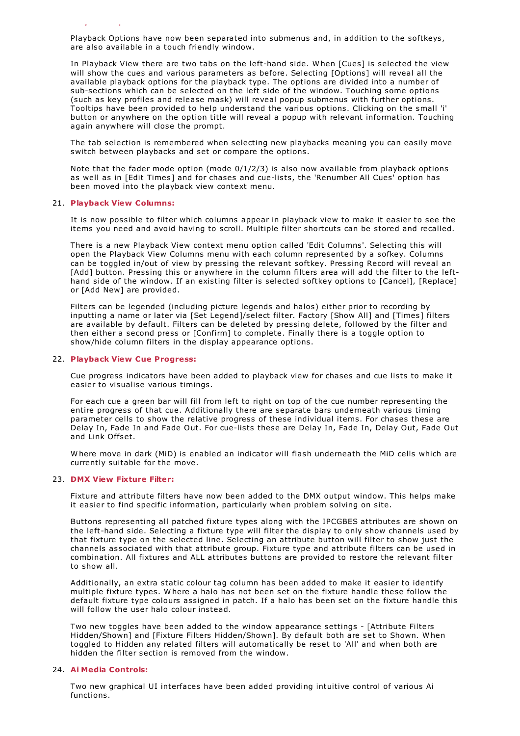Playback Options have now been separated into submenus and, in addition to the softkeys, are also available in a touch friendly window.

In Playback View there are two tabs on the left-hand side. When [Cues] is selected the view will show the cues and various parameters as before. Selecting [Options] will reveal all the available playback options for the playback type. The options are divided into a number of sub-sections which can be selected on the left side of the window. Touching some options (such as key profiles and release mask) will reveal popup submenus with further options. Tooltips have been provided to help understand the various options. Clicking on the small 'i' button or anywhere on the option title will reveal a popup with relevant information. Touching again anywhere will close the prompt.

The tab selection is remembered when selecting new playbacks meaning you can easily move switch between playbacks and set or compare the options.

Note that the fader mode option (mode 0/1/2/3) is also now available from playback options as well as in [Edit Times] and for chases and cue-lists, the 'Renumber All Cues' option has been moved into the playback view context menu.

21. **Playback View Columns:**

    It is now possible to filter which columns appear in playback view to make it easier to see the items you need and avoid having to scroll. Multiple filter shortcuts can be stored and recalled.

    There is a new Playback View context menu option called 'Edit Columns'. Selecting this will open the Playback View Columns menu with each column represented by a sofkey. Columns can be toggled in/out of view by pressing the relevant softkey. Pressing Record will reveal an [Add] button. Pressing this or anywhere in the column filters area will add the filter to the left-hand side of the window. If an existing filter is selected softkey options to [Cancel], [Replace] or [Add New] are provided.

    Filters can be legended (including picture legends and halos) either prior to recording by inputting a name or later via [Set Legend]/select filter. Factory [Show All] and [Times] filters are available by default. Filters can be deleted by pressing delete, followed by the filter and then either a second press or [Confirm] to complete. Finally there is a toggle option to show/hide column filters in the display appearance options.

22. **Playback View Cue Progress:**

    Cue progress indicators have been added to playback view for chases and cue lists to make it easier to visualise various timings.

    For each cue a green bar will fill from left to right on top of the cue number representing the entire progress of that cue. Additionally there are separate bars underneath various timing parameter cells to show the relative progress of these individual items. For chases these are Delay In, Fade In and Fade Out. For cue-lists these are Delay In, Fade In, Delay Out, Fade Out and Link Offset.

    Where move in dark (MiD) is enabled an indicator will flash underneath the MiD cells which are currently suitable for the move.

23. **DMX View Fixture Filter:**

    Fixture and attribute filters have now been added to the DMX output window. This helps make it easier to find specific information, particularly when problem solving on site.

    Buttons representing all patched fixture types along with the IPCGBES attributes are shown on the left-hand side. Selecting a fixture type will filter the display to only show channels used by that fixture type on the selected line. Selecting an attribute button will filter to show just the channels associated with that attribute group. Fixture type and attribute filters can be used in combination. All fixtures and ALL attributes buttons are provided to restore the relevant filter to show all.

    Additionally, an extra static colour tag column has been added to make it easier to identify multiple fixture types. Where a halo has not been set on the fixture handle these follow the default fixture type colours assigned in patch. If a halo has been set on the fixture handle this will follow the user halo colour instead.

    Two new toggles have been added to the window appearance settings - [Attribute Filters Hidden/Shown] and [Fixture Filters Hidden/Shown]. By default both are set to Shown. When toggled to Hidden any related filters will automatically be reset to 'All' and when both are hidden the filter section is removed from the window.

24. **Ai Media Controls:**

    Two new graphical UI interfaces have been added providing intuitive control of various Ai functions.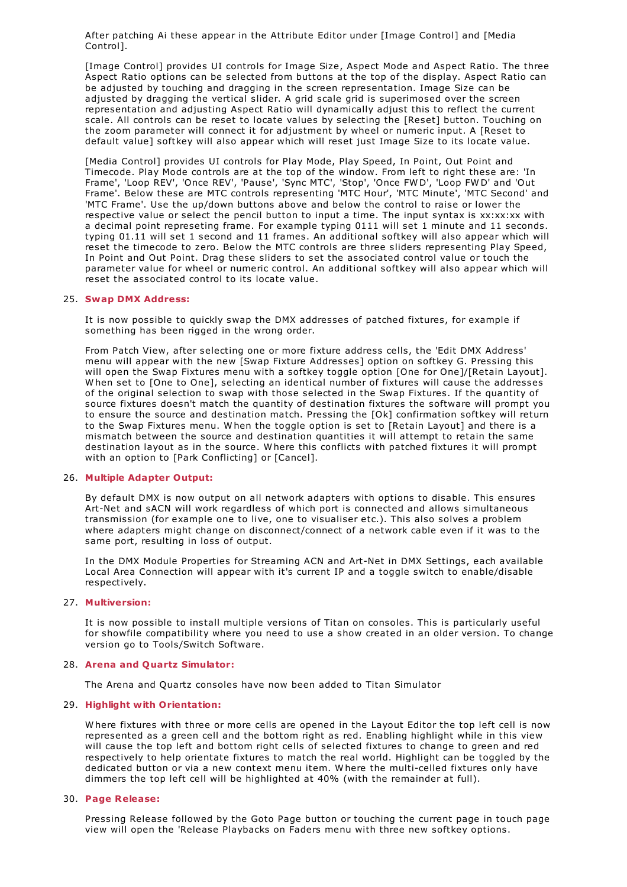After patching Ai these appear in the Attribute Editor under [Image Control] and [Media Control].

[Image Control] provides UI controls for Image Size, Aspect Mode and Aspect Ratio. The three Aspect Ratio options can be selected from buttons at the top of the display. Aspect Ratio can be adjusted by touching and dragging in the screen representation. Image Size can be adjusted by dragging the vertical slider. A grid scale grid is superimosed over the screen representation and adjusting Aspect Ratio will dynamically adjust this to reflect the current scale. All controls can be reset to locate values by selecting the [Reset] button. Touching on the zoom parameter will connect it for adjustment by wheel or numeric input. A [Reset to default value] softkey will also appear which will reset just Image Size to its locate value.

[Media Control] provides UI controls for Play Mode, Play Speed, In Point, Out Point and Timecode. Play Mode controls are at the top of the window. From left to right these are: 'In Frame', 'Loop REV', 'Once REV', 'Pause', 'Sync MTC', 'Stop', 'Once FWD', 'Loop FWD' and 'Out Frame'. Below these are MTC controls representing 'MTC Hour', 'MTC Minute', 'MTC Second' and 'MTC Frame'. Use the up/down buttons above and below the control to raise or lower the respective value or select the pencil button to input a time. The input syntax is xx:xx:xx with a decimal point represeting frame. For example typing 0111 will set 1 minute and 11 seconds. typing 01.11 will set 1 second and 11 frames. An additional softkey will also appear which will reset the timecode to zero. Below the MTC controls are three sliders representing Play Speed, In Point and Out Point. Drag these sliders to set the associated control value or touch the parameter value for wheel or numeric control. An additional softkey will also appear which will reset the associated control to its locate value.

25. **Swap DMX Address:**

    It is now possible to quickly swap the DMX addresses of patched fixtures, for example if something has been rigged in the wrong order.

    From Patch View, after selecting one or more fixture address cells, the 'Edit DMX Address' menu will appear with the new [Swap Fixture Addresses] option on softkey G. Pressing this will open the Swap Fixtures menu with a softkey toggle option [One for One]/[Retain Layout]. When set to [One to One], selecting an identical number of fixtures will cause the addresses of the original selection to swap with those selected in the Swap Fixtures. If the quantity of source fixtures doesn't match the quantity of destination fixtures the software will prompt you to ensure the source and destination match. Pressing the [Ok] confirmation softkey will return to the Swap Fixtures menu. When the toggle option is set to [Retain Layout] and there is a mismatch between the source and destination quantities it will attempt to retain the same destination layout as in the source. Where this conflicts with patched fixtures it will prompt with an option to [Park Conflicting] or [Cancel].

26. **Multiple Adapter Output:**

    By default DMX is now output on all network adapters with options to disable. This ensures Art-Net and sACN will work regardless of which port is connected and allows simultaneous transmission (for example one to live, one to visualiser etc.). This also solves a problem where adapters might change on disconnect/connect of a network cable even if it was to the same port, resulting in loss of output.

    In the DMX Module Properties for Streaming ACN and Art-Net in DMX Settings, each available Local Area Connection will appear with it's current IP and a toggle switch to enable/disable respectively.

27. **Multiversion:**

    It is now possible to install multiple versions of Titan on consoles. This is particularly useful for showfile compatibility where you need to use a show created in an older version. To change version go to Tools/Switch Software.

28. **Arena and Quartz Simulator:**

    The Arena and Quartz consoles have now been added to Titan Simulator

29. **Highlight with Orientation:**

    Where fixtures with three or more cells are opened in the Layout Editor the top left cell is now represented as a green cell and the bottom right as red. Enabling highlight while in this view will cause the top left and bottom right cells of selected fixtures to change to green and red respectively to help orientate fixtures to match the real world. Highlight can be toggled by the dedicated button or via a new context menu item. Where the multi-celled fixtures only have dimmers the top left cell will be highlighted at 40% (with the remainder at full).

30. **Page Release:**

    Pressing Release followed by the Goto Page button or touching the current page in touch page view will open the 'Release Playbacks on Faders menu with three new softkey options.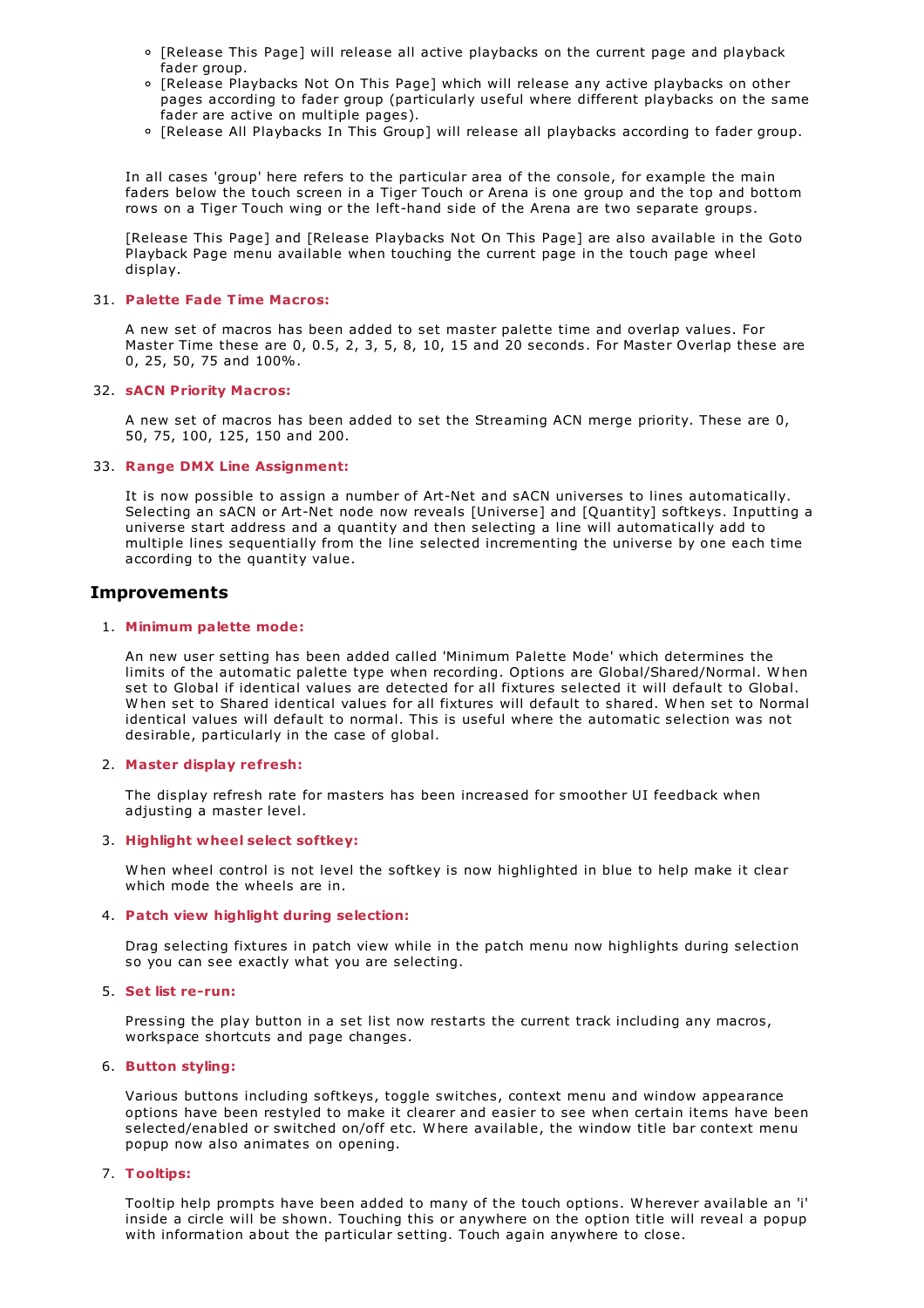- [Release This Page] will release all active playbacks on the current page and playback fader group.
- [Release Playbacks Not On This Page] which will release any active playbacks on other pages according to fader group (particularly useful where different playbacks on the same fader are active on multiple pages).
- [Release All Playbacks In This Group] will release all playbacks according to fader group.

In all cases 'group' here refers to the particular area of the console, for example the main faders below the touch screen in a Tiger Touch or Arena is one group and the top and bottom rows on a Tiger Touch wing or the left-hand side of the Arena are two separate groups.

[Release This Page] and [Release Playbacks Not On This Page] are also available in the Goto Playback Page menu available when touching the current page in the touch page wheel display.

31. **Palette Fade Time Macros:**

    A new set of macros has been added to set master palette time and overlap values. For Master Time these are 0, 0.5, 2, 3, 5, 8, 10, 15 and 20 seconds. For Master Overlap these are 0, 25, 50, 75 and 100%.

32. **sACN Priority Macros:**

    A new set of macros has been added to set the Streaming ACN merge priority. These are 0, 50, 75, 100, 125, 150 and 200.

33. **Range DMX Line Assignment:**

    It is now possible to assign a number of Art-Net and sACN universes to lines automatically. Selecting an sACN or Art-Net node now reveals [Universe] and [Quantity] softkeys. Inputting a universe start address and a quantity and then selecting a line will automatically add to multiple lines sequentially from the line selected incrementing the universe by one each time according to the quantity value.

## Improvements

1. **Minimum palette mode:**

   An new user setting has been added called 'Minimum Palette Mode' which determines the limits of the automatic palette type when recording. Options are Global/Shared/Normal. When set to Global if identical values are detected for all fixtures selected it will default to Global. When set to Shared identical values for all fixtures will default to shared. When set to Normal identical values will default to normal. This is useful where the automatic selection was not desirable, particularly in the case of global.

2. **Master display refresh:**

   The display refresh rate for masters has been increased for smoother UI feedback when adjusting a master level.

3. **Highlight wheel select softkey:**

   When wheel control is not level the softkey is now highlighted in blue to help make it clear which mode the wheels are in.

4. **Patch view highlight during selection:**

   Drag selecting fixtures in patch view while in the patch menu now highlights during selection so you can see exactly what you are selecting.

5. **Set list re-run:**

   Pressing the play button in a set list now restarts the current track including any macros, workspace shortcuts and page changes.

6. **Button styling:**

   Various buttons including softkeys, toggle switches, context menu and window appearance options have been restyled to make it clearer and easier to see when certain items have been selected/enabled or switched on/off etc. Where available, the window title bar context menu popup now also animates on opening.

7. **Tooltips:**

   Tooltip help prompts have been added to many of the touch options. Wherever available an 'i' inside a circle will be shown. Touching this or anywhere on the option title will reveal a popup with information about the particular setting. Touch again anywhere to close.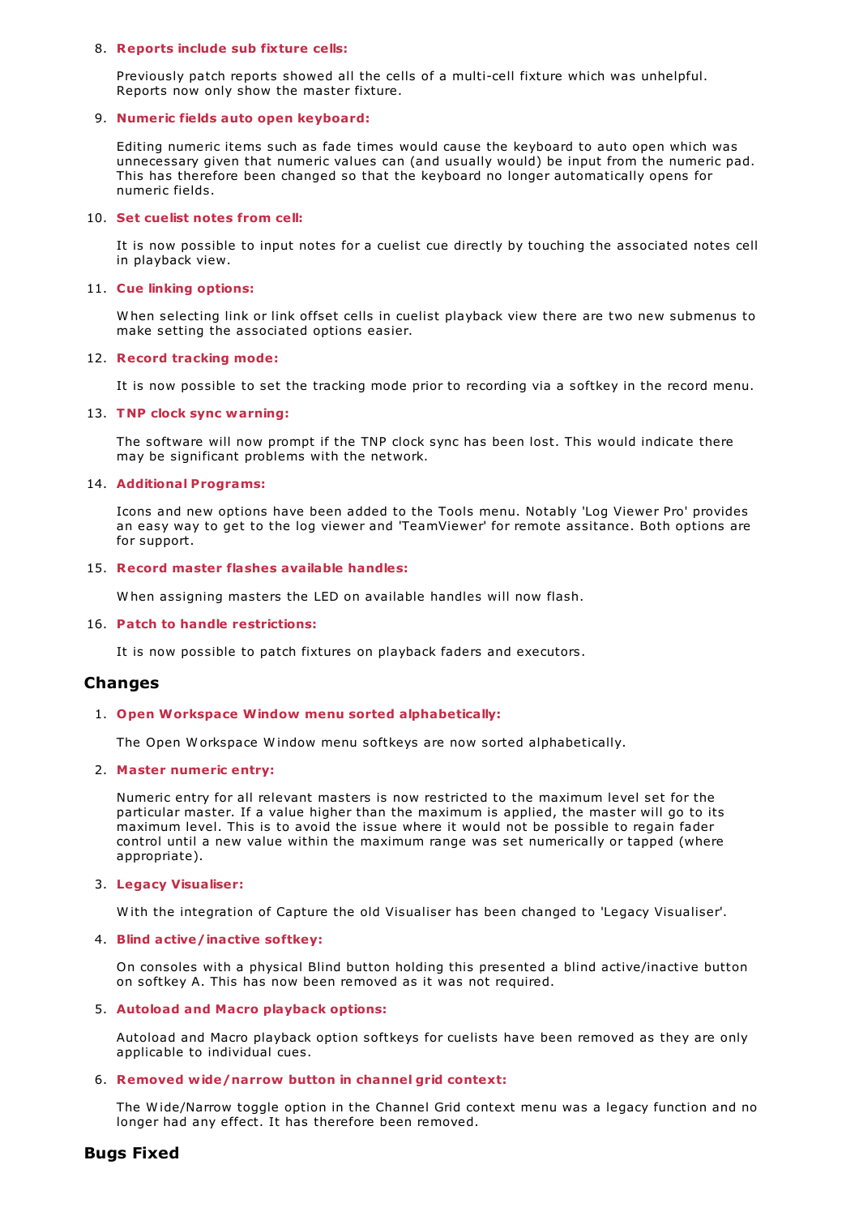8. **Reports include sub fixture cells:**

   Previously patch reports showed all the cells of a multi-cell fixture which was unhelpful. Reports now only show the master fixture.

9. **Numeric fields auto open keyboard:**

   Editing numeric items such as fade times would cause the keyboard to auto open which was unnecessary given that numeric values can (and usually would) be input from the numeric pad. This has therefore been changed so that the keyboard no longer automatically opens for numeric fields.

10. **Set cuelist notes from cell:**

    It is now possible to input notes for a cuelist cue directly by touching the associated notes cell in playback view.

11. **Cue linking options:**

    When selecting link or link offset cells in cuelist playback view there are two new submenus to make setting the associated options easier.

12. **Record tracking mode:**

    It is now possible to set the tracking mode prior to recording via a softkey in the record menu.

13. **TNP clock sync warning:**

    The software will now prompt if the TNP clock sync has been lost. This would indicate there may be significant problems with the network.

14. **Additional Programs:**

    Icons and new options have been added to the Tools menu. Notably 'Log Viewer Pro' provides an easy way to get to the log viewer and 'TeamViewer' for remote assitance. Both options are for support.

15. **Record master flashes available handles:**

    When assigning masters the LED on available handles will now flash.

16. **Patch to handle restrictions:**

    It is now possible to patch fixtures on playback faders and executors.

## Changes

1. **Open Workspace Window menu sorted alphabetically:**

   The Open Workspace Window menu softkeys are now sorted alphabetically.

2. **Master numeric entry:**

   Numeric entry for all relevant masters is now restricted to the maximum level set for the particular master. If a value higher than the maximum is applied, the master will go to its maximum level. This is to avoid the issue where it would not be possible to regain fader control until a new value within the maximum range was set numerically or tapped (where appropriate).

3. **Legacy Visualiser:**

   With the integration of Capture the old Visualiser has been changed to 'Legacy Visualiser'.

4. **Blind active/inactive softkey:**

   On consoles with a physical Blind button holding this presented a blind active/inactive button on softkey A. This has now been removed as it was not required.

5. **Autoload and Macro playback options:**

   Autoload and Macro playback option softkeys for cuelists have been removed as they are only applicable to individual cues.

6. **Removed wide/narrow button in channel grid context:**

   The Wide/Narrow toggle option in the Channel Grid context menu was a legacy function and no longer had any effect. It has therefore been removed.

## Bugs Fixed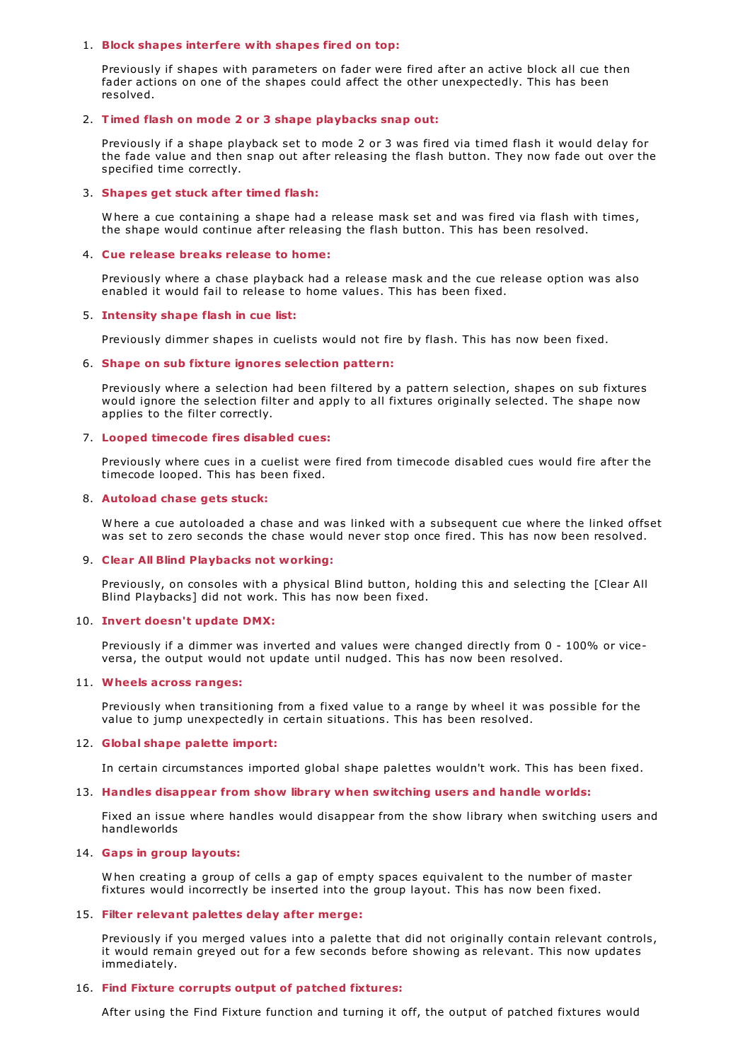1. **Block shapes interfere with shapes fired on top:**

   Previously if shapes with parameters on fader were fired after an active block all cue then fader actions on one of the shapes could affect the other unexpectedly. This has been resolved.

2. **Timed flash on mode 2 or 3 shape playbacks snap out:**

   Previously if a shape playback set to mode 2 or 3 was fired via timed flash it would delay for the fade value and then snap out after releasing the flash button. They now fade out over the specified time correctly.

3. **Shapes get stuck after timed flash:**

   Where a cue containing a shape had a release mask set and was fired via flash with times, the shape would continue after releasing the flash button. This has been resolved.

4. **Cue release breaks release to home:**

   Previously where a chase playback had a release mask and the cue release option was also enabled it would fail to release to home values. This has been fixed.

5. **Intensity shape flash in cue list:**

   Previously dimmer shapes in cuelists would not fire by flash. This has now been fixed.

6. **Shape on sub fixture ignores selection pattern:**

   Previously where a selection had been filtered by a pattern selection, shapes on sub fixtures would ignore the selection filter and apply to all fixtures originally selected. The shape now applies to the filter correctly.

7. **Looped timecode fires disabled cues:**

   Previously where cues in a cuelist were fired from timecode disabled cues would fire after the timecode looped. This has been fixed.

8. **Autoload chase gets stuck:**

   Where a cue autoloaded a chase and was linked with a subsequent cue where the linked offset was set to zero seconds the chase would never stop once fired. This has now been resolved.

9. **Clear All Blind Playbacks not working:**

   Previously, on consoles with a physical Blind button, holding this and selecting the [Clear All Blind Playbacks] did not work. This has now been fixed.

10. **Invert doesn't update DMX:**

    Previously if a dimmer was inverted and values were changed directly from 0 - 100% or vice-versa, the output would not update until nudged. This has now been resolved.

11. **Wheels across ranges:**

    Previously when transitioning from a fixed value to a range by wheel it was possible for the value to jump unexpectedly in certain situations. This has been resolved.

12. **Global shape palette import:**

    In certain circumstances imported global shape palettes wouldn't work. This has been fixed.

13. **Handles disappear from show library when switching users and handle worlds:**

    Fixed an issue where handles would disappear from the show library when switching users and handleworlds

14. **Gaps in group layouts:**

    When creating a group of cells a gap of empty spaces equivalent to the number of master fixtures would incorrectly be inserted into the group layout. This has now been fixed.

15. **Filter relevant palettes delay after merge:**

    Previously if you merged values into a palette that did not originally contain relevant controls, it would remain greyed out for a few seconds before showing as relevant. This now updates immediately.

16. **Find Fixture corrupts output of patched fixtures:**

    After using the Find Fixture function and turning it off, the output of patched fixtures would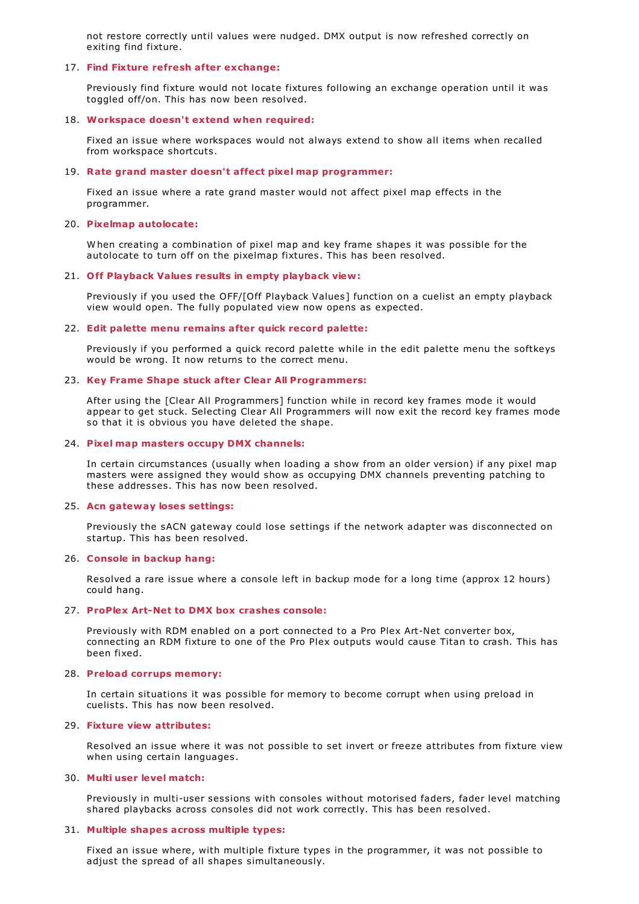not restore correctly until values were nudged. DMX output is now refreshed correctly on exiting find fixture.

17. **Find Fixture refresh after exchange:**

    Previously find fixture would not locate fixtures following an exchange operation until it was toggled off/on. This has now been resolved.

18. **Workspace doesn't extend when required:**

    Fixed an issue where workspaces would not always extend to show all items when recalled from workspace shortcuts.

19. **Rate grand master doesn't affect pixel map programmer:**

    Fixed an issue where a rate grand master would not affect pixel map effects in the programmer.

20. **Pixelmap autolocate:**

    When creating a combination of pixel map and key frame shapes it was possible for the autolocate to turn off on the pixelmap fixtures. This has been resolved.

21. **Off Playback Values results in empty playback view:**

    Previously if you used the OFF/[Off Playback Values] function on a cuelist an empty playback view would open. The fully populated view now opens as expected.

22. **Edit palette menu remains after quick record palette:**

    Previously if you performed a quick record palette while in the edit palette menu the softkeys would be wrong. It now returns to the correct menu.

23. **Key Frame Shape stuck after Clear All Programmers:**

    After using the [Clear All Programmers] function while in record key frames mode it would appear to get stuck. Selecting Clear All Programmers will now exit the record key frames mode so that it is obvious you have deleted the shape.

24. **Pixel map masters occupy DMX channels:**

    In certain circumstances (usually when loading a show from an older version) if any pixel map masters were assigned they would show as occupying DMX channels preventing patching to these addresses. This has now been resolved.

25. **Acn gateway loses settings:**

    Previously the sACN gateway could lose settings if the network adapter was disconnected on startup. This has been resolved.

26. **Console in backup hang:**

    Resolved a rare issue where a console left in backup mode for a long time (approx 12 hours) could hang.

27. **ProPlex Art-Net to DMX box crashes console:**

    Previously with RDM enabled on a port connected to a Pro Plex Art-Net converter box, connecting an RDM fixture to one of the Pro Plex outputs would cause Titan to crash. This has been fixed.

28. **Preload corrups memory:**

    In certain situations it was possible for memory to become corrupt when using preload in cuelists. This has now been resolved.

29. **Fixture view attributes:**

    Resolved an issue where it was not possible to set invert or freeze attributes from fixture view when using certain languages.

30. **Multi user level match:**

    Previously in multi-user sessions with consoles without motorised faders, fader level matching shared playbacks across consoles did not work correctly. This has been resolved.

31. **Multiple shapes across multiple types:**

    Fixed an issue where, with multiple fixture types in the programmer, it was not possible to adjust the spread of all shapes simultaneously.